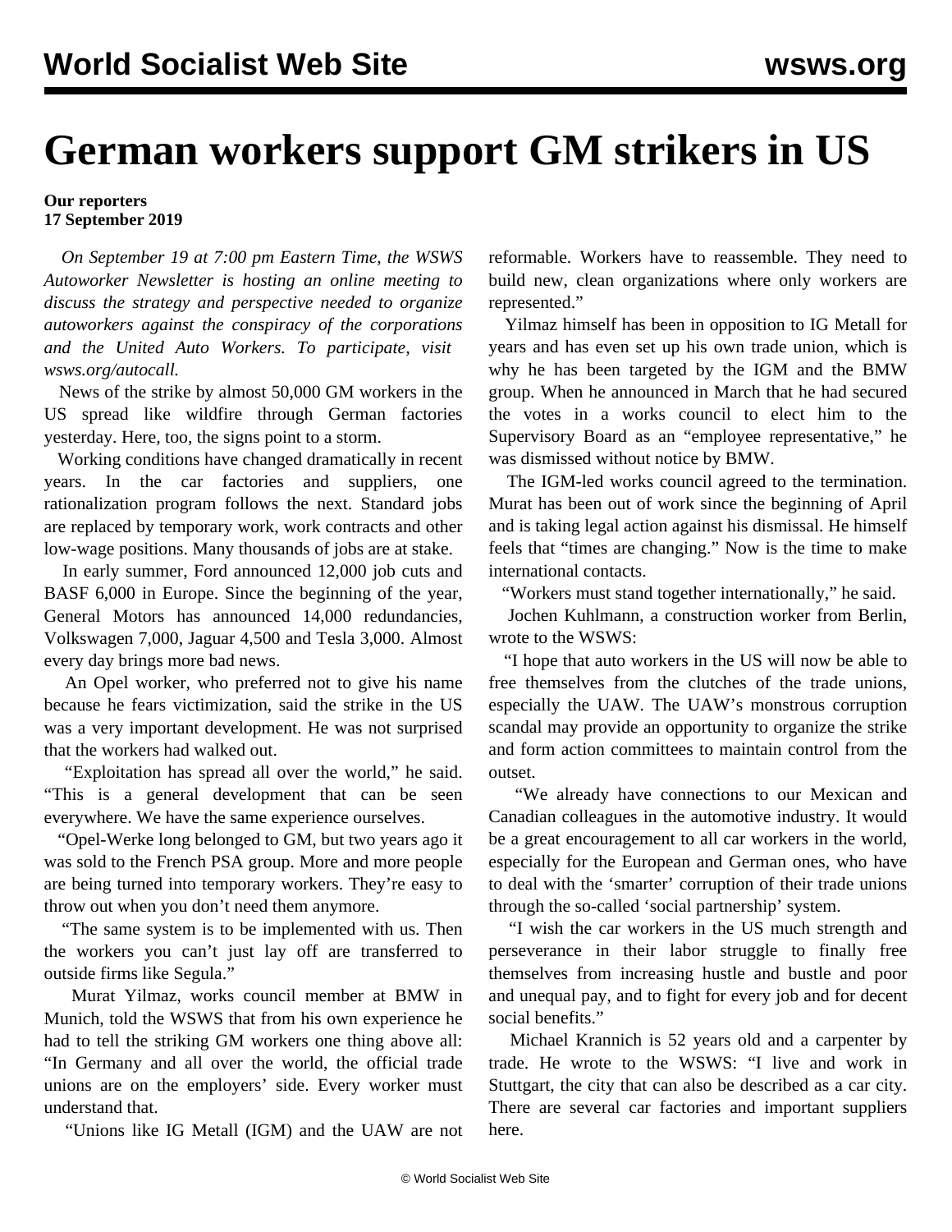# German workers support GM strikers in US

**Our reporters**
**17 September 2019**

*On September 19 at 7:00 pm Eastern Time, the WSWS Autoworker Newsletter is hosting an online meeting to discuss the strategy and perspective needed to organize autoworkers against the conspiracy of the corporations and the United Auto Workers. To participate, visit wsws.org/autocall.*

News of the strike by almost 50,000 GM workers in the US spread like wildfire through German factories yesterday. Here, too, the signs point to a storm.

Working conditions have changed dramatically in recent years. In the car factories and suppliers, one rationalization program follows the next. Standard jobs are replaced by temporary work, work contracts and other low-wage positions. Many thousands of jobs are at stake.

In early summer, Ford announced 12,000 job cuts and BASF 6,000 in Europe. Since the beginning of the year, General Motors has announced 14,000 redundancies, Volkswagen 7,000, Jaguar 4,500 and Tesla 3,000. Almost every day brings more bad news.

An Opel worker, who preferred not to give his name because he fears victimization, said the strike in the US was a very important development. He was not surprised that the workers had walked out.

"Exploitation has spread all over the world," he said. "This is a general development that can be seen everywhere. We have the same experience ourselves.

"Opel-Werke long belonged to GM, but two years ago it was sold to the French PSA group. More and more people are being turned into temporary workers. They're easy to throw out when you don't need them anymore.

"The same system is to be implemented with us. Then the workers you can't just lay off are transferred to outside firms like Segula."

Murat Yilmaz, works council member at BMW in Munich, told the WSWS that from his own experience he had to tell the striking GM workers one thing above all: "In Germany and all over the world, the official trade unions are on the employers' side. Every worker must understand that.

"Unions like IG Metall (IGM) and the UAW are not reformable. Workers have to reassemble. They need to build new, clean organizations where only workers are represented."

Yilmaz himself has been in opposition to IG Metall for years and has even set up his own trade union, which is why he has been targeted by the IGM and the BMW group. When he announced in March that he had secured the votes in a works council to elect him to the Supervisory Board as an "employee representative," he was dismissed without notice by BMW.

The IGM-led works council agreed to the termination. Murat has been out of work since the beginning of April and is taking legal action against his dismissal. He himself feels that "times are changing." Now is the time to make international contacts.

"Workers must stand together internationally," he said.

Jochen Kuhlmann, a construction worker from Berlin, wrote to the WSWS:

"I hope that auto workers in the US will now be able to free themselves from the clutches of the trade unions, especially the UAW. The UAW's monstrous corruption scandal may provide an opportunity to organize the strike and form action committees to maintain control from the outset.

"We already have connections to our Mexican and Canadian colleagues in the automotive industry. It would be a great encouragement to all car workers in the world, especially for the European and German ones, who have to deal with the 'smarter' corruption of their trade unions through the so-called 'social partnership' system.

"I wish the car workers in the US much strength and perseverance in their labor struggle to finally free themselves from increasing hustle and bustle and poor and unequal pay, and to fight for every job and for decent social benefits."

Michael Krannich is 52 years old and a carpenter by trade. He wrote to the WSWS: "I live and work in Stuttgart, the city that can also be described as a car city. There are several car factories and important suppliers here.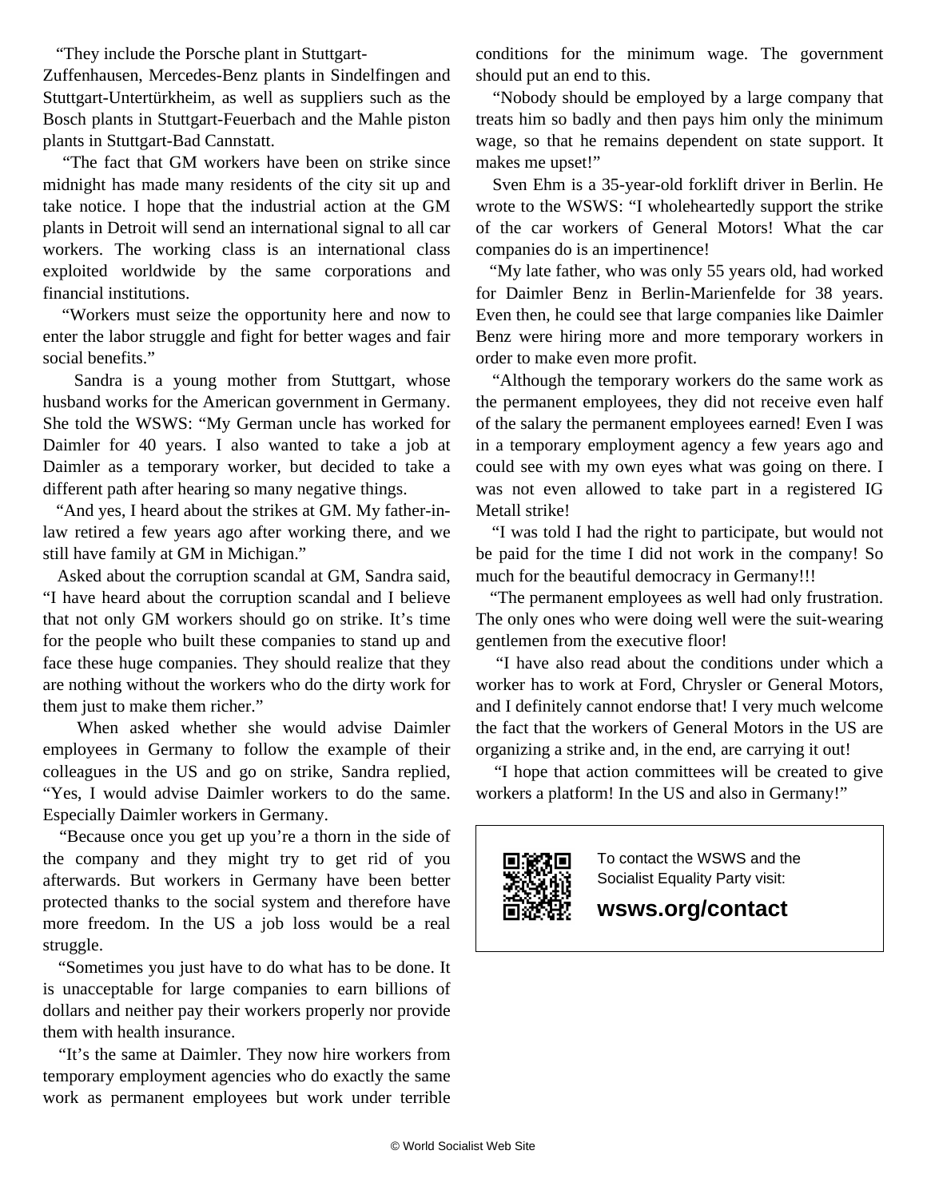"They include the Porsche plant in Stuttgart-Zuffenhausen, Mercedes-Benz plants in Sindelfingen and Stuttgart-Untertürkheim, as well as suppliers such as the Bosch plants in Stuttgart-Feuerbach and the Mahle piston plants in Stuttgart-Bad Cannstatt.

"The fact that GM workers have been on strike since midnight has made many residents of the city sit up and take notice. I hope that the industrial action at the GM plants in Detroit will send an international signal to all car workers. The working class is an international class exploited worldwide by the same corporations and financial institutions.

"Workers must seize the opportunity here and now to enter the labor struggle and fight for better wages and fair social benefits."

Sandra is a young mother from Stuttgart, whose husband works for the American government in Germany. She told the WSWS: "My German uncle has worked for Daimler for 40 years. I also wanted to take a job at Daimler as a temporary worker, but decided to take a different path after hearing so many negative things.

"And yes, I heard about the strikes at GM. My father-in-law retired a few years ago after working there, and we still have family at GM in Michigan."

Asked about the corruption scandal at GM, Sandra said, "I have heard about the corruption scandal and I believe that not only GM workers should go on strike. It's time for the people who built these companies to stand up and face these huge companies. They should realize that they are nothing without the workers who do the dirty work for them just to make them richer."

When asked whether she would advise Daimler employees in Germany to follow the example of their colleagues in the US and go on strike, Sandra replied, "Yes, I would advise Daimler workers to do the same. Especially Daimler workers in Germany.

"Because once you get up you're a thorn in the side of the company and they might try to get rid of you afterwards. But workers in Germany have been better protected thanks to the social system and therefore have more freedom. In the US a job loss would be a real struggle.

"Sometimes you just have to do what has to be done. It is unacceptable for large companies to earn billions of dollars and neither pay their workers properly nor provide them with health insurance.

"It's the same at Daimler. They now hire workers from temporary employment agencies who do exactly the same work as permanent employees but work under terrible conditions for the minimum wage. The government should put an end to this.

"Nobody should be employed by a large company that treats him so badly and then pays him only the minimum wage, so that he remains dependent on state support. It makes me upset!"

Sven Ehm is a 35-year-old forklift driver in Berlin. He wrote to the WSWS: "I wholeheartedly support the strike of the car workers of General Motors! What the car companies do is an impertinence!

"My late father, who was only 55 years old, had worked for Daimler Benz in Berlin-Marienfelde for 38 years. Even then, he could see that large companies like Daimler Benz were hiring more and more temporary workers in order to make even more profit.

"Although the temporary workers do the same work as the permanent employees, they did not receive even half of the salary the permanent employees earned! Even I was in a temporary employment agency a few years ago and could see with my own eyes what was going on there. I was not even allowed to take part in a registered IG Metall strike!

"I was told I had the right to participate, but would not be paid for the time I did not work in the company! So much for the beautiful democracy in Germany!!!

"The permanent employees as well had only frustration. The only ones who were doing well were the suit-wearing gentlemen from the executive floor!

"I have also read about the conditions under which a worker has to work at Ford, Chrysler or General Motors, and I definitely cannot endorse that! I very much welcome the fact that the workers of General Motors in the US are organizing a strike and, in the end, are carrying it out!

"I hope that action committees will be created to give workers a platform! In the US and also in Germany!"

To contact the WSWS and the Socialist Equality Party visit:

**wsws.org/contact**